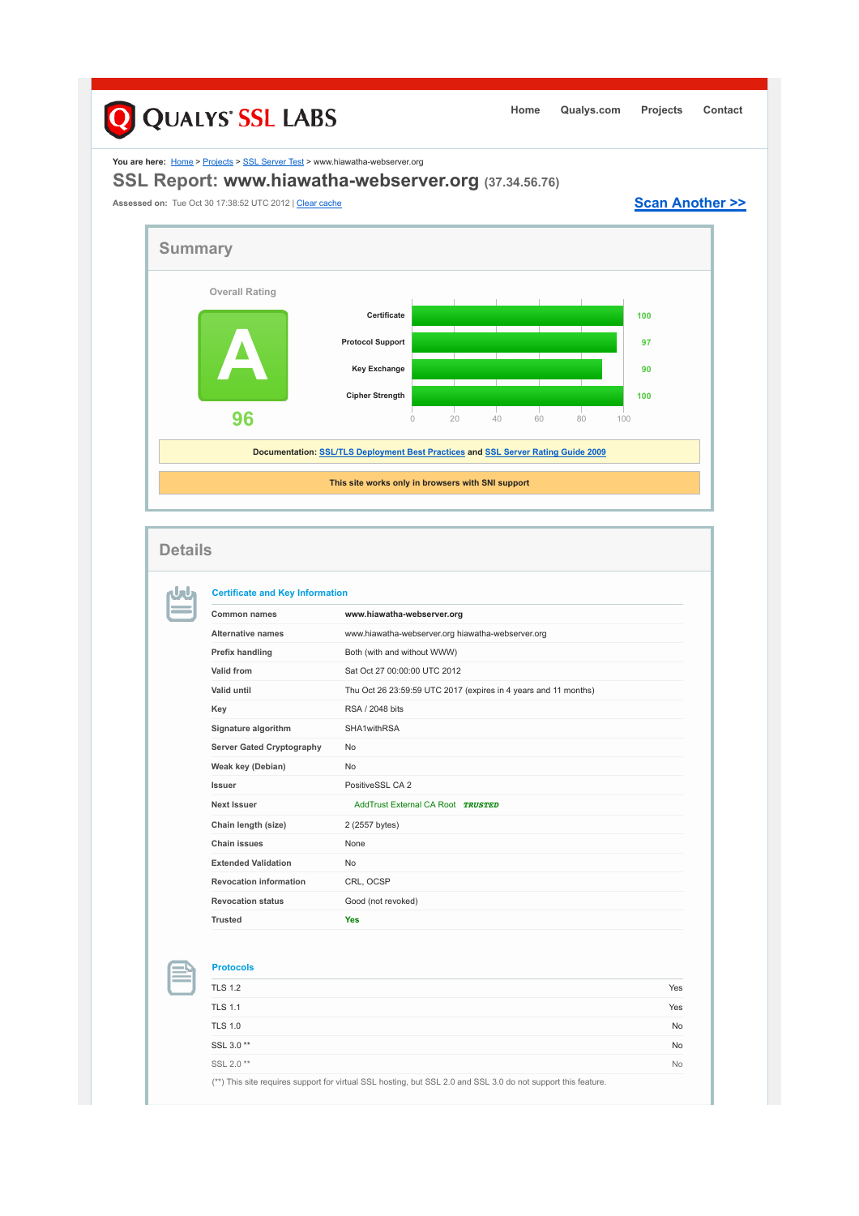Home | Qualys.com | Projects | Contact

You are here: Home > Projects > SSL Server Test > www.hiawatha-webserver.org

# SSL Report: www.hiawatha-webserver.org (37.34.56.76)

Assessed on: Tue Oct 30 17:38:52 UTC 2012 | Clear cache

Scan Another >>

## Summary

Overall Rating

**A**

**96**

| Category | Score |
|---|---|
| Certificate | 100 |
| Protocol Support | 97 |
| Key Exchange | 90 |
| Cipher Strength | 100 |

**Documentation: SSL/TLS Deployment Best Practices and SSL Server Rating Guide 2009**

**This site works only in browsers with SNI support**

## Details

### Certificate and Key Information

| | |
|---|---|
| Common names | **www.hiawatha-webserver.org** |
| Alternative names | www.hiawatha-webserver.org hiawatha-webserver.org |
| Prefix handling | Both (with and without WWW) |
| Valid from | Sat Oct 27 00:00:00 UTC 2012 |
| Valid until | Thu Oct 26 23:59:59 UTC 2017 (expires in 4 years and 11 months) |
| Key | RSA / 2048 bits |
| Signature algorithm | SHA1withRSA |
| Server Gated Cryptography | No |
| Weak key (Debian) | No |
| Issuer | PositiveSSL CA 2 |
| Next Issuer | AddTrust External CA Root *TRUSTED* |
| Chain length (size) | 2 (2557 bytes) |
| Chain issues | None |
| Extended Validation | No |
| Revocation information | CRL, OCSP |
| Revocation status | Good (not revoked) |
| Trusted | **Yes** |

### Protocols

| | |
|---|---|
| TLS 1.2 | Yes |
| TLS 1.1 | Yes |
| TLS 1.0 | No |
| SSL 3.0 ** | No |
| SSL 2.0 ** | No |

(**) This site requires support for virtual SSL hosting, but SSL 2.0 and SSL 3.0 do not support this feature.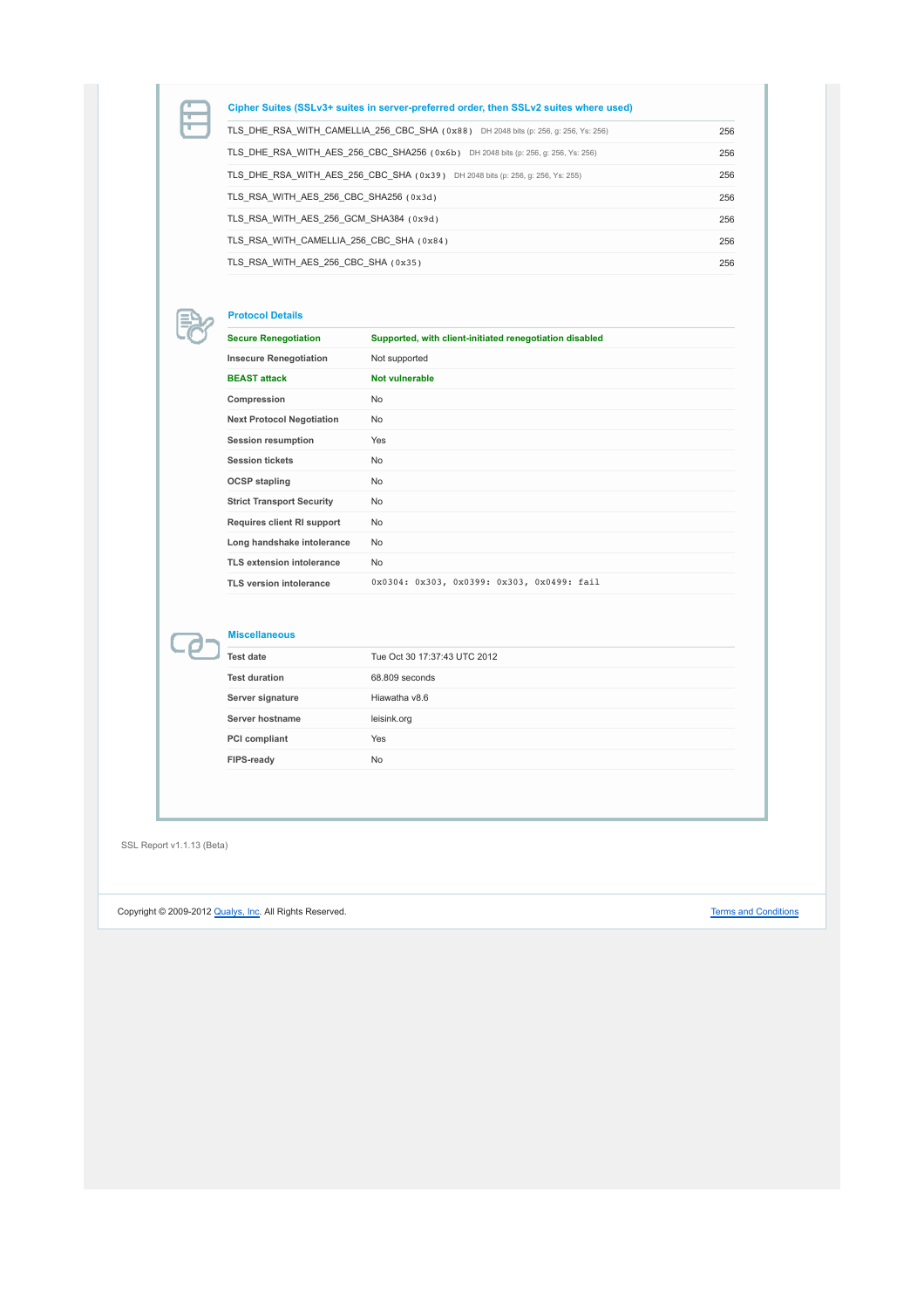## Cipher Suites (SSLv3+ suites in server-preferred order, then SSLv2 suites where used)

| | |
|---|---|
| TLS_DHE_RSA_WITH_CAMELLIA_256_CBC_SHA (0x88) DH 2048 bits (p: 256, g: 256, Ys: 256) | 256 |
| TLS_DHE_RSA_WITH_AES_256_CBC_SHA256 (0x6b) DH 2048 bits (p: 256, g: 256, Ys: 256) | 256 |
| TLS_DHE_RSA_WITH_AES_256_CBC_SHA (0x39) DH 2048 bits (p: 256, g: 256, Ys: 255) | 256 |
| TLS_RSA_WITH_AES_256_CBC_SHA256 (0x3d) | 256 |
| TLS_RSA_WITH_AES_256_GCM_SHA384 (0x9d) | 256 |
| TLS_RSA_WITH_CAMELLIA_256_CBC_SHA (0x84) | 256 |
| TLS_RSA_WITH_AES_256_CBC_SHA (0x35) | 256 |

## Protocol Details

| | |
|---|---|
| Secure Renegotiation | Supported, with client-initiated renegotiation disabled |
| Insecure Renegotiation | Not supported |
| BEAST attack | Not vulnerable |
| Compression | No |
| Next Protocol Negotiation | No |
| Session resumption | Yes |
| Session tickets | No |
| OCSP stapling | No |
| Strict Transport Security | No |
| Requires client RI support | No |
| Long handshake intolerance | No |
| TLS extension intolerance | No |
| TLS version intolerance | 0x0304: 0x303, 0x0399: 0x303, 0x0499: fail |

## Miscellaneous

| | |
|---|---|
| Test date | Tue Oct 30 17:37:43 UTC 2012 |
| Test duration | 68.809 seconds |
| Server signature | Hiawatha v8.6 |
| Server hostname | leisink.org |
| PCI compliant | Yes |
| FIPS-ready | No |

SSL Report v1.1.13 (Beta)

Copyright © 2009-2012 Qualys, Inc. All Rights Reserved. Terms and Conditions